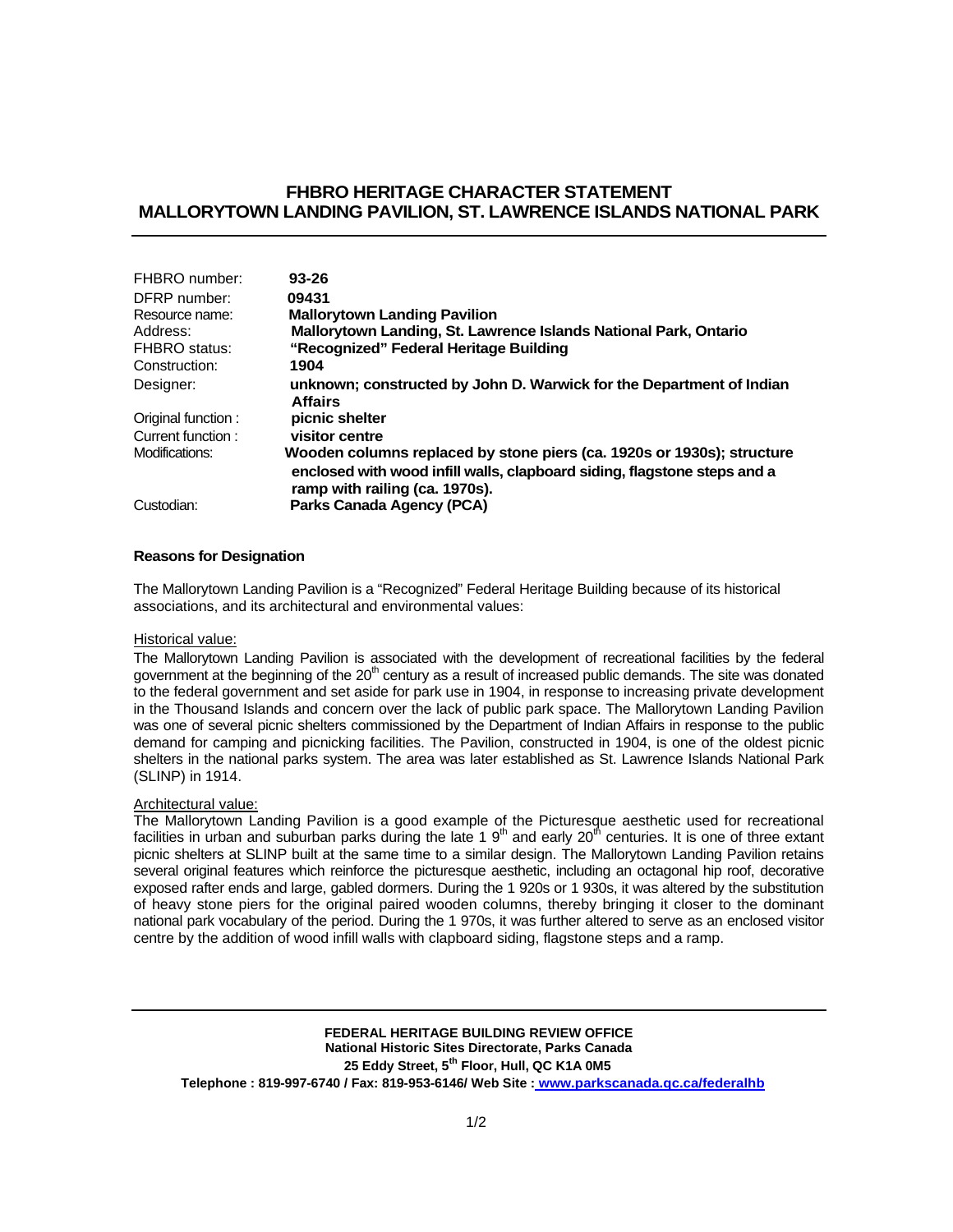# FHBRO HERITAGE CHARACTER STATEMENT
# MALLORYTOWN LANDING PAVILION, ST. LAWRENCE ISLANDS NATIONAL PARK

| | |
|---|---|
| FHBRO number: | **93-26** |
| DFRP number: | **09431** |
| Resource name: | **Mallorytown Landing Pavilion** |
| Address: | **Mallorytown Landing, St. Lawrence Islands National Park, Ontario** |
| FHBRO status: | **"Recognized" Federal Heritage Building** |
| Construction: | **1904** |
| Designer: | **unknown; constructed by John D. Warwick for the Department of Indian Affairs** |
| Original function : | **picnic shelter** |
| Current function : | **visitor centre** |
| Modifications: | **Wooden columns replaced by stone piers (ca. 1920s or 1930s); structure enclosed with wood infill walls, clapboard siding, flagstone steps and a ramp with railing (ca. 1970s).** |
| Custodian: | **Parks Canada Agency (PCA)** |

### Reasons for Designation

The Mallorytown Landing Pavilion is a "Recognized" Federal Heritage Building because of its historical associations, and its architectural and environmental values:

Historical value:

The Mallorytown Landing Pavilion is associated with the development of recreational facilities by the federal government at the beginning of the 20th century as a result of increased public demands. The site was donated to the federal government and set aside for park use in 1904, in response to increasing private development in the Thousand Islands and concern over the lack of public park space. The Mallorytown Landing Pavilion was one of several picnic shelters commissioned by the Department of Indian Affairs in response to the public demand for camping and picnicking facilities. The Pavilion, constructed in 1904, is one of the oldest picnic shelters in the national parks system. The area was later established as St. Lawrence Islands National Park (SLINP) in 1914.

Architectural value:

The Mallorytown Landing Pavilion is a good example of the Picturesque aesthetic used for recreational facilities in urban and suburban parks during the late 19th and early 20th centuries. It is one of three extant picnic shelters at SLINP built at the same time to a similar design. The Mallorytown Landing Pavilion retains several original features which reinforce the picturesque aesthetic, including an octagonal hip roof, decorative exposed rafter ends and large, gabled dormers. During the 1920s or 1930s, it was altered by the substitution of heavy stone piers for the original paired wooden columns, thereby bringing it closer to the dominant national park vocabulary of the period. During the 1970s, it was further altered to serve as an enclosed visitor centre by the addition of wood infill walls with clapboard siding, flagstone steps and a ramp.

**FEDERAL HERITAGE BUILDING REVIEW OFFICE**
**National Historic Sites Directorate, Parks Canada**
**25 Eddy Street, 5th Floor, Hull, QC K1A 0M5**
**Telephone : 819-997-6740 / Fax: 819-953-6146/ Web Site : www.parkscanada.gc.ca/federalhb**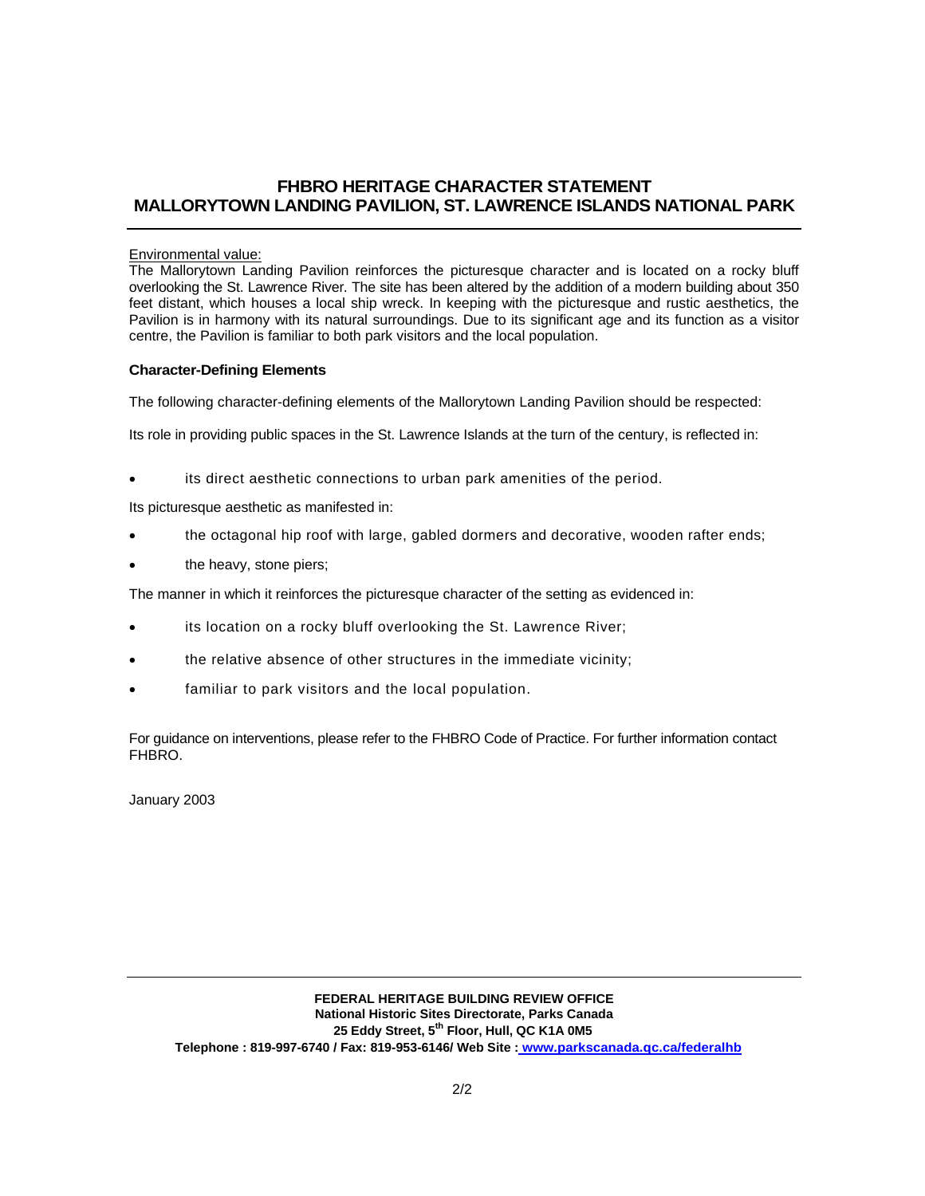# FHBRO HERITAGE CHARACTER STATEMENT
# MALLORYTOWN LANDING PAVILION, ST. LAWRENCE ISLANDS NATIONAL PARK

Environmental value:

The Mallorytown Landing Pavilion reinforces the picturesque character and is located on a rocky bluff overlooking the St. Lawrence River. The site has been altered by the addition of a modern building about 350 feet distant, which houses a local ship wreck. In keeping with the picturesque and rustic aesthetics, the Pavilion is in harmony with its natural surroundings. Due to its significant age and its function as a visitor centre, the Pavilion is familiar to both park visitors and the local population.

**Character-Defining Elements**

The following character-defining elements of the Mallorytown Landing Pavilion should be respected:

Its role in providing public spaces in the St. Lawrence Islands at the turn of the century, is reflected in:

- its direct aesthetic connections to urban park amenities of the period.

Its picturesque aesthetic as manifested in:

- the octagonal hip roof with large, gabled dormers and decorative, wooden rafter ends;
- the heavy, stone piers;

The manner in which it reinforces the picturesque character of the setting as evidenced in:

- its location on a rocky bluff overlooking the St. Lawrence River;
- the relative absence of other structures in the immediate vicinity;
- familiar to park visitors and the local population.

For guidance on interventions, please refer to the FHBRO Code of Practice. For further information contact FHBRO.

January 2003

**FEDERAL HERITAGE BUILDING REVIEW OFFICE**
**National Historic Sites Directorate, Parks Canada**
**25 Eddy Street, 5th Floor, Hull, QC K1A 0M5**
**Telephone : 819-997-6740 / Fax: 819-953-6146/ Web Site : www.parkscanada.gc.ca/federalhb**